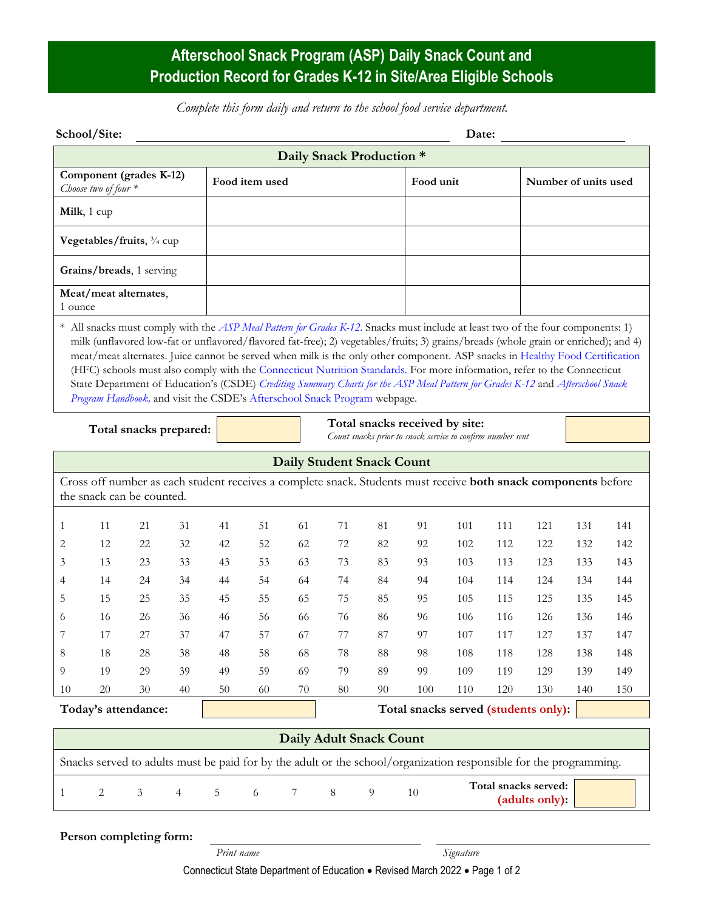# Afterschool Snack Program (ASP) Daily Snack Count and Production Record for Grades K-12 in Site/Area Eligible Schools

*Complete this form daily and return to the school food service department.*

**School/Site:** ______________________________ **Date:** ____________________

## Daily Snack Production *

| Component (grades K-12) *Choose two of four* * | Food item used | Food unit | Number of units used |
|---|---|---|---|
| **Milk**, 1 cup | | | |
| **Vegetables/fruits**, ¾ cup | | | |
| **Grains/breads**, 1 serving | | | |
| **Meat/meat alternates**, 1 ounce | | | |

\* All snacks must comply with the *ASP Meal Pattern for Grades K-12*. Snacks must include at least two of the four components: 1) milk (unflavored low-fat or unflavored/flavored fat-free); 2) vegetables/fruits; 3) grains/breads (whole grain or enriched); and 4) meat/meat alternates. Juice cannot be served when milk is the only other component. ASP snacks in Healthy Food Certification (HFC) schools must also comply with the Connecticut Nutrition Standards. For more information, refer to the Connecticut State Department of Education's (CSDE) *Crediting Summary Charts for the ASP Meal Pattern for Grades K-12* and *Afterschool Snack Program Handbook,* and visit the CSDE's Afterschool Snack Program webpage.

**Total snacks prepared:** ________

**Total snacks received by site:** ________
*Count snacks prior to snack service to confirm number sent*

## Daily Student Snack Count

Cross off number as each student receives a complete snack. Students must receive **both snack components** before the snack can be counted.

| | | | | | | | | | | | | | | |
|---|---|---|---|---|---|---|---|---|---|---|---|---|---|---|
| 1 | 11 | 21 | 31 | 41 | 51 | 61 | 71 | 81 | 91 | 101 | 111 | 121 | 131 | 141 |
| 2 | 12 | 22 | 32 | 42 | 52 | 62 | 72 | 82 | 92 | 102 | 112 | 122 | 132 | 142 |
| 3 | 13 | 23 | 33 | 43 | 53 | 63 | 73 | 83 | 93 | 103 | 113 | 123 | 133 | 143 |
| 4 | 14 | 24 | 34 | 44 | 54 | 64 | 74 | 84 | 94 | 104 | 114 | 124 | 134 | 144 |
| 5 | 15 | 25 | 35 | 45 | 55 | 65 | 75 | 85 | 95 | 105 | 115 | 125 | 135 | 145 |
| 6 | 16 | 26 | 36 | 46 | 56 | 66 | 76 | 86 | 96 | 106 | 116 | 126 | 136 | 146 |
| 7 | 17 | 27 | 37 | 47 | 57 | 67 | 77 | 87 | 97 | 107 | 117 | 127 | 137 | 147 |
| 8 | 18 | 28 | 38 | 48 | 58 | 68 | 78 | 88 | 98 | 108 | 118 | 128 | 138 | 148 |
| 9 | 19 | 29 | 39 | 49 | 59 | 69 | 79 | 89 | 99 | 109 | 119 | 129 | 139 | 149 |
| 10 | 20 | 30 | 40 | 50 | 60 | 70 | 80 | 90 | 100 | 110 | 120 | 130 | 140 | 150 |

**Today's attendance:** ________ **Total snacks served (students only):** ________

## Daily Adult Snack Count

Snacks served to adults must be paid for by the adult or the school/organization responsible for the programming.

1 2 3 4 5 6 7 8 9 10

**Total snacks served: (adults only):** ________

**Person completing form:** ______________________________ ______________________________
*Print name* *Signature*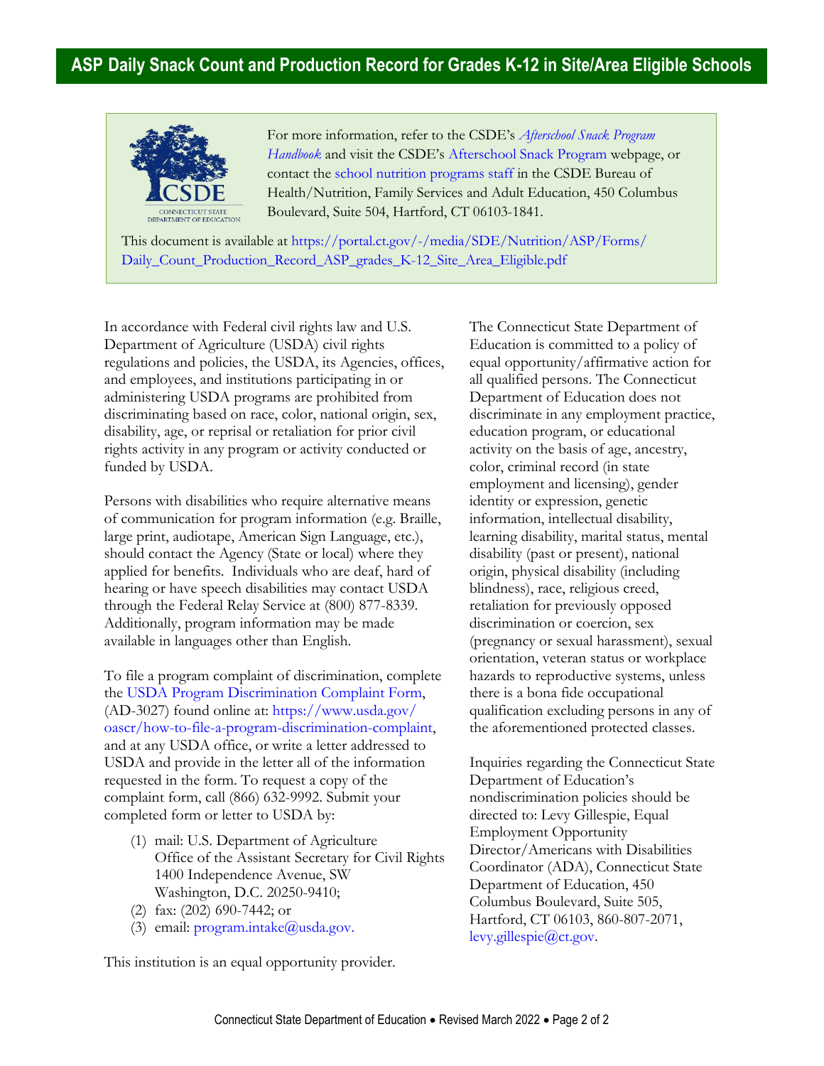## ASP Daily Snack Count and Production Record for Grades K-12 in Site/Area Eligible Schools

For more information, refer to the CSDE's *Afterschool Snack Program Handbook* and visit the CSDE's Afterschool Snack Program webpage, or contact the school nutrition programs staff in the CSDE Bureau of Health/Nutrition, Family Services and Adult Education, 450 Columbus Boulevard, Suite 504, Hartford, CT 06103-1841.

This document is available at https://portal.ct.gov/-/media/SDE/Nutrition/ASP/Forms/Daily_Count_Production_Record_ASP_grades_K-12_Site_Area_Eligible.pdf

In accordance with Federal civil rights law and U.S. Department of Agriculture (USDA) civil rights regulations and policies, the USDA, its Agencies, offices, and employees, and institutions participating in or administering USDA programs are prohibited from discriminating based on race, color, national origin, sex, disability, age, or reprisal or retaliation for prior civil rights activity in any program or activity conducted or funded by USDA.

Persons with disabilities who require alternative means of communication for program information (e.g. Braille, large print, audiotape, American Sign Language, etc.), should contact the Agency (State or local) where they applied for benefits. Individuals who are deaf, hard of hearing or have speech disabilities may contact USDA through the Federal Relay Service at (800) 877-8339. Additionally, program information may be made available in languages other than English.

To file a program complaint of discrimination, complete the USDA Program Discrimination Complaint Form, (AD-3027) found online at: https://www.usda.gov/oascr/how-to-file-a-program-discrimination-complaint, and at any USDA office, or write a letter addressed to USDA and provide in the letter all of the information requested in the form. To request a copy of the complaint form, call (866) 632-9992. Submit your completed form or letter to USDA by:

(1) mail: U.S. Department of Agriculture
Office of the Assistant Secretary for Civil Rights
1400 Independence Avenue, SW
Washington, D.C. 20250-9410;
(2) fax: (202) 690-7442; or
(3) email: program.intake@usda.gov.

This institution is an equal opportunity provider.

The Connecticut State Department of Education is committed to a policy of equal opportunity/affirmative action for all qualified persons. The Connecticut Department of Education does not discriminate in any employment practice, education program, or educational activity on the basis of age, ancestry, color, criminal record (in state employment and licensing), gender identity or expression, genetic information, intellectual disability, learning disability, marital status, mental disability (past or present), national origin, physical disability (including blindness), race, religious creed, retaliation for previously opposed discrimination or coercion, sex (pregnancy or sexual harassment), sexual orientation, veteran status or workplace hazards to reproductive systems, unless there is a bona fide occupational qualification excluding persons in any of the aforementioned protected classes.

Inquiries regarding the Connecticut State Department of Education's nondiscrimination policies should be directed to: Levy Gillespie, Equal Employment Opportunity Director/Americans with Disabilities Coordinator (ADA), Connecticut State Department of Education, 450 Columbus Boulevard, Suite 505, Hartford, CT 06103, 860-807-2071, levy.gillespie@ct.gov.